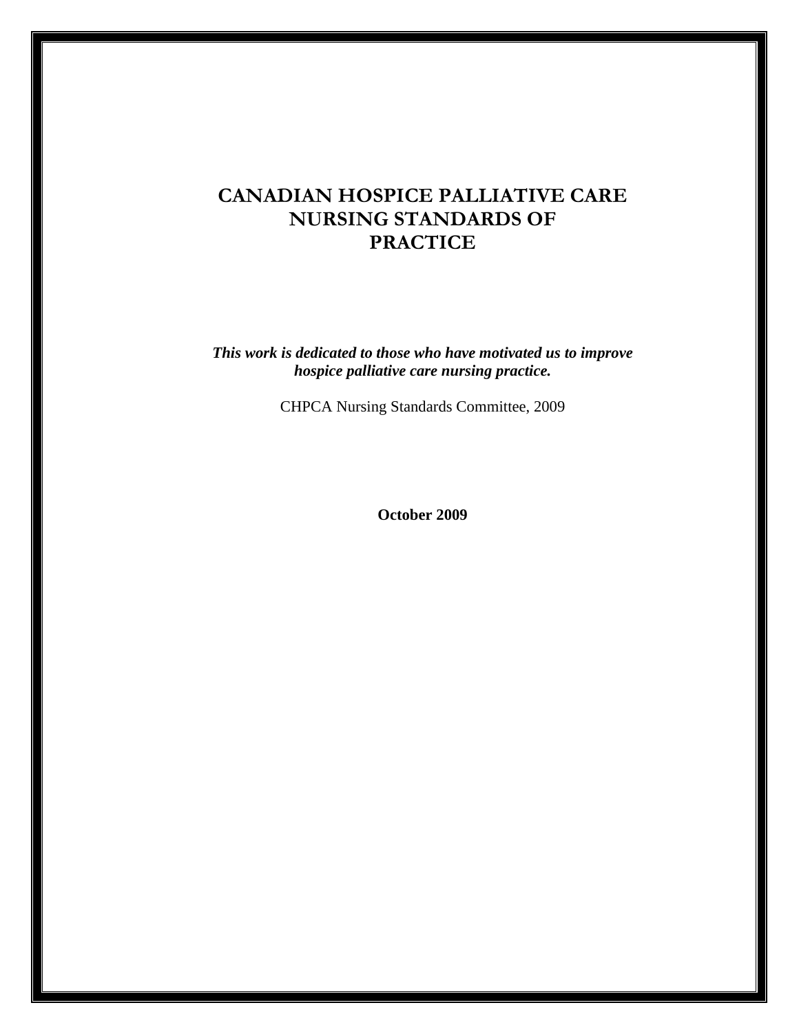# CANADIAN HOSPICE PALLIATIVE CARE NURSING STANDARDS OF PRACTICE

***This work is dedicated to those who have motivated us to improve hospice palliative care nursing practice.***

CHPCA Nursing Standards Committee, 2009

**October 2009**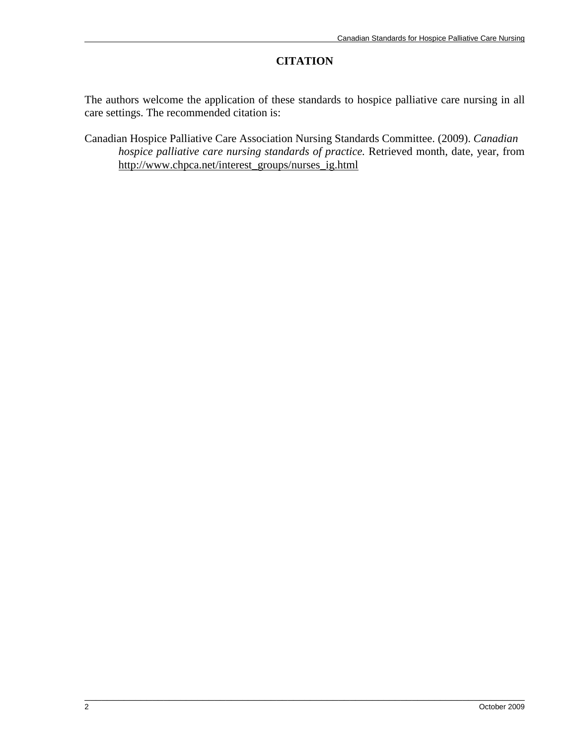## CITATION

The authors welcome the application of these standards to hospice palliative care nursing in all care settings. The recommended citation is:

Canadian Hospice Palliative Care Association Nursing Standards Committee. (2009). *Canadian hospice palliative care nursing standards of practice.* Retrieved month, date, year, from http://www.chpca.net/interest_groups/nurses_ig.html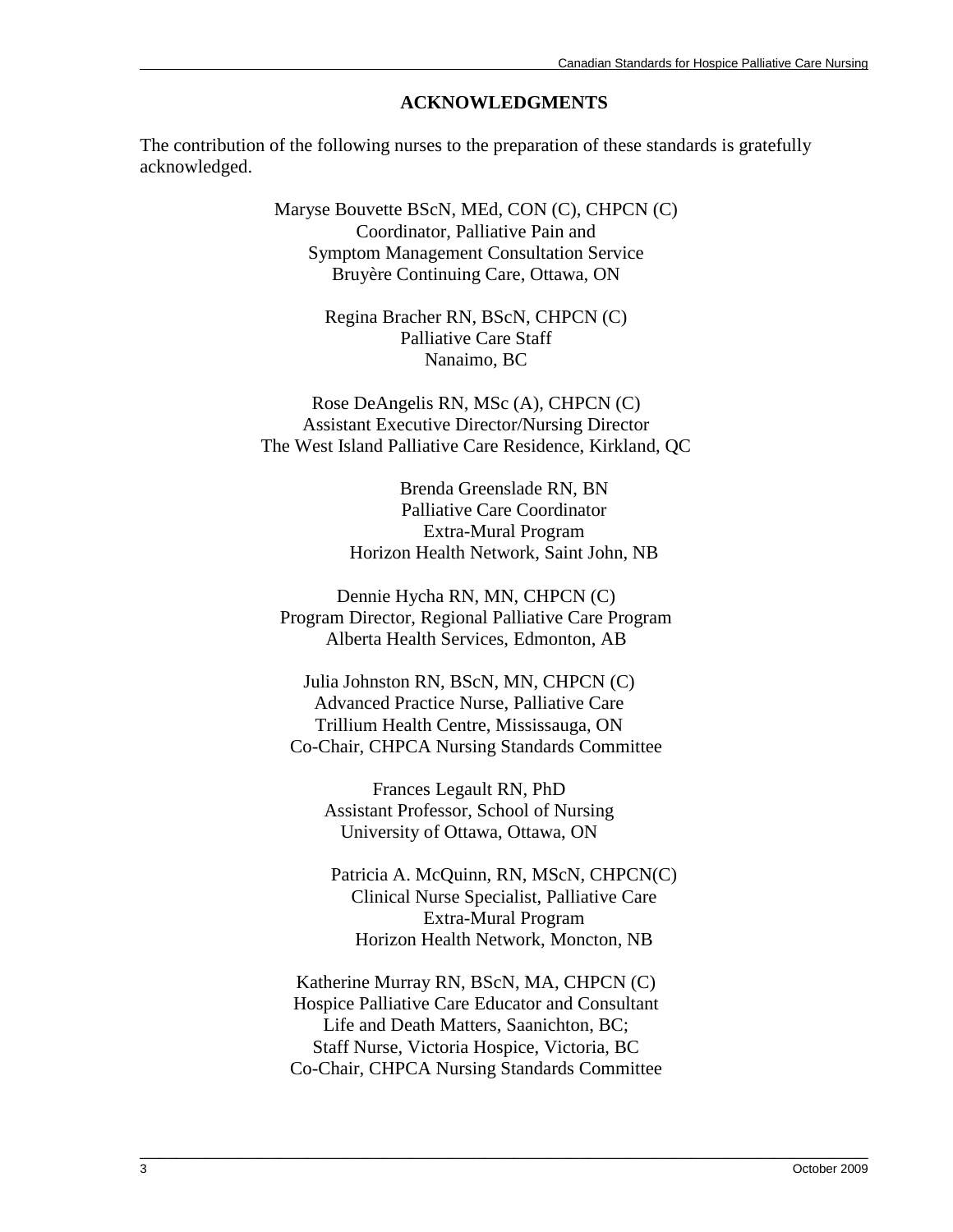## ACKNOWLEDGMENTS

The contribution of the following nurses to the preparation of these standards is gratefully acknowledged.

Maryse Bouvette BScN, MEd, CON (C), CHPCN (C)  
Coordinator, Palliative Pain and  
Symptom Management Consultation Service  
Bruyère Continuing Care, Ottawa, ON

Regina Bracher RN, BScN, CHPCN (C)  
Palliative Care Staff  
Nanaimo, BC

Rose DeAngelis RN, MSc (A), CHPCN (C)  
Assistant Executive Director/Nursing Director  
The West Island Palliative Care Residence, Kirkland, QC

Brenda Greenslade RN, BN  
Palliative Care Coordinator  
Extra-Mural Program  
Horizon Health Network, Saint John, NB

Dennie Hycha RN, MN, CHPCN (C)  
Program Director, Regional Palliative Care Program  
Alberta Health Services, Edmonton, AB

Julia Johnston RN, BScN, MN, CHPCN (C)  
Advanced Practice Nurse, Palliative Care  
Trillium Health Centre, Mississauga, ON  
Co-Chair, CHPCA Nursing Standards Committee

Frances Legault RN, PhD  
Assistant Professor, School of Nursing  
University of Ottawa, Ottawa, ON

Patricia A. McQuinn, RN, MScN, CHPCN(C)  
Clinical Nurse Specialist, Palliative Care  
Extra-Mural Program  
Horizon Health Network, Moncton, NB

Katherine Murray RN, BScN, MA, CHPCN (C)  
Hospice Palliative Care Educator and Consultant  
Life and Death Matters, Saanichton, BC;  
Staff Nurse, Victoria Hospice, Victoria, BC  
Co-Chair, CHPCA Nursing Standards Committee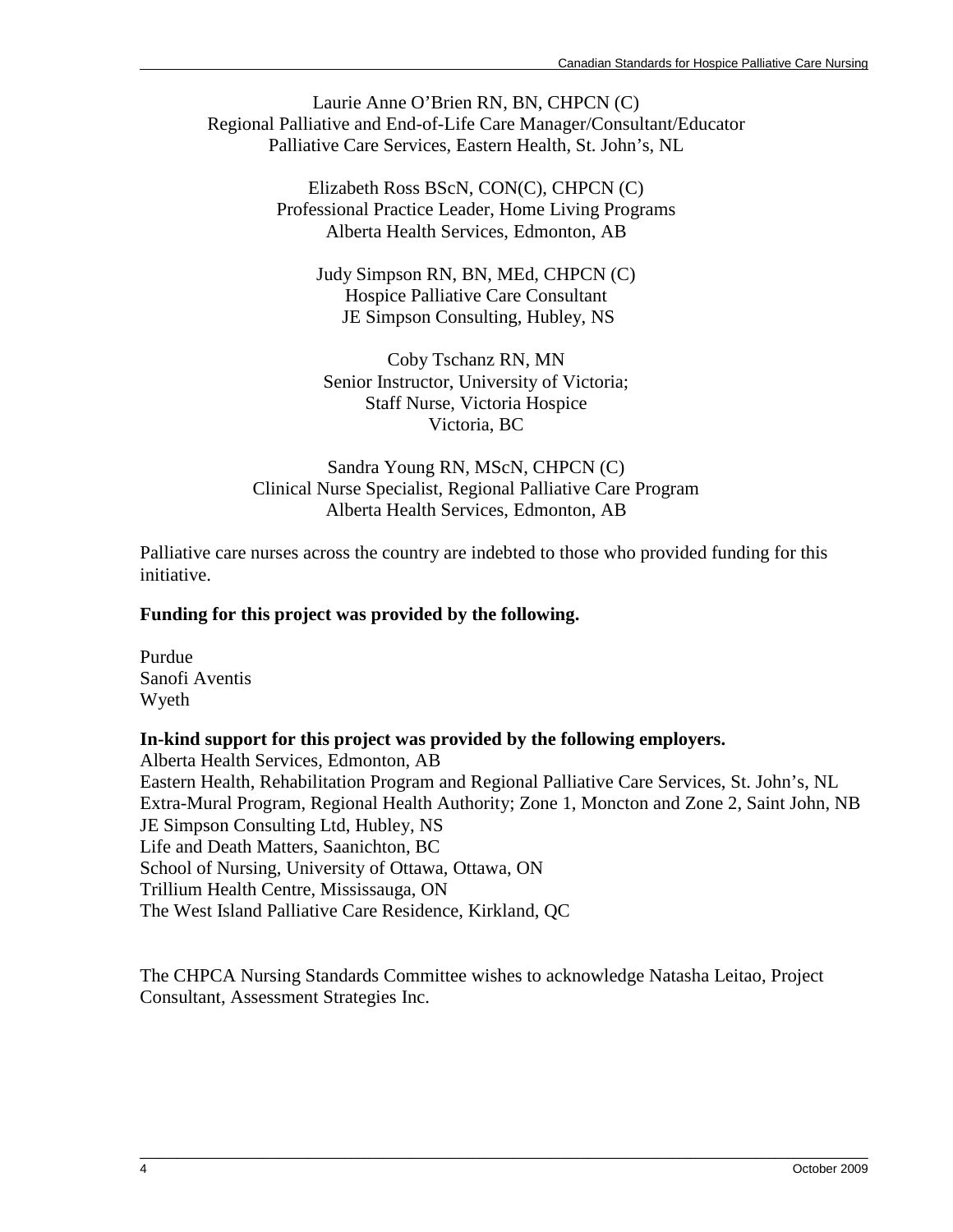Laurie Anne O'Brien RN, BN, CHPCN (C)
Regional Palliative and End-of-Life Care Manager/Consultant/Educator
Palliative Care Services, Eastern Health, St. John's, NL

Elizabeth Ross BScN, CON(C), CHPCN (C)
Professional Practice Leader, Home Living Programs
Alberta Health Services, Edmonton, AB

Judy Simpson RN, BN, MEd, CHPCN (C)
Hospice Palliative Care Consultant
JE Simpson Consulting, Hubley, NS

Coby Tschanz RN, MN
Senior Instructor, University of Victoria;
Staff Nurse, Victoria Hospice
Victoria, BC

Sandra Young RN, MScN, CHPCN (C)
Clinical Nurse Specialist, Regional Palliative Care Program
Alberta Health Services, Edmonton, AB

Palliative care nurses across the country are indebted to those who provided funding for this initiative.

**Funding for this project was provided by the following.**

Purdue
Sanofi Aventis
Wyeth

**In-kind support for this project was provided by the following employers.**

Alberta Health Services, Edmonton, AB
Eastern Health, Rehabilitation Program and Regional Palliative Care Services, St. John's, NL
Extra-Mural Program, Regional Health Authority; Zone 1, Moncton and Zone 2, Saint John, NB
JE Simpson Consulting Ltd, Hubley, NS
Life and Death Matters, Saanichton, BC
School of Nursing, University of Ottawa, Ottawa, ON
Trillium Health Centre, Mississauga, ON
The West Island Palliative Care Residence, Kirkland, QC

The CHPCA Nursing Standards Committee wishes to acknowledge Natasha Leitao, Project Consultant, Assessment Strategies Inc.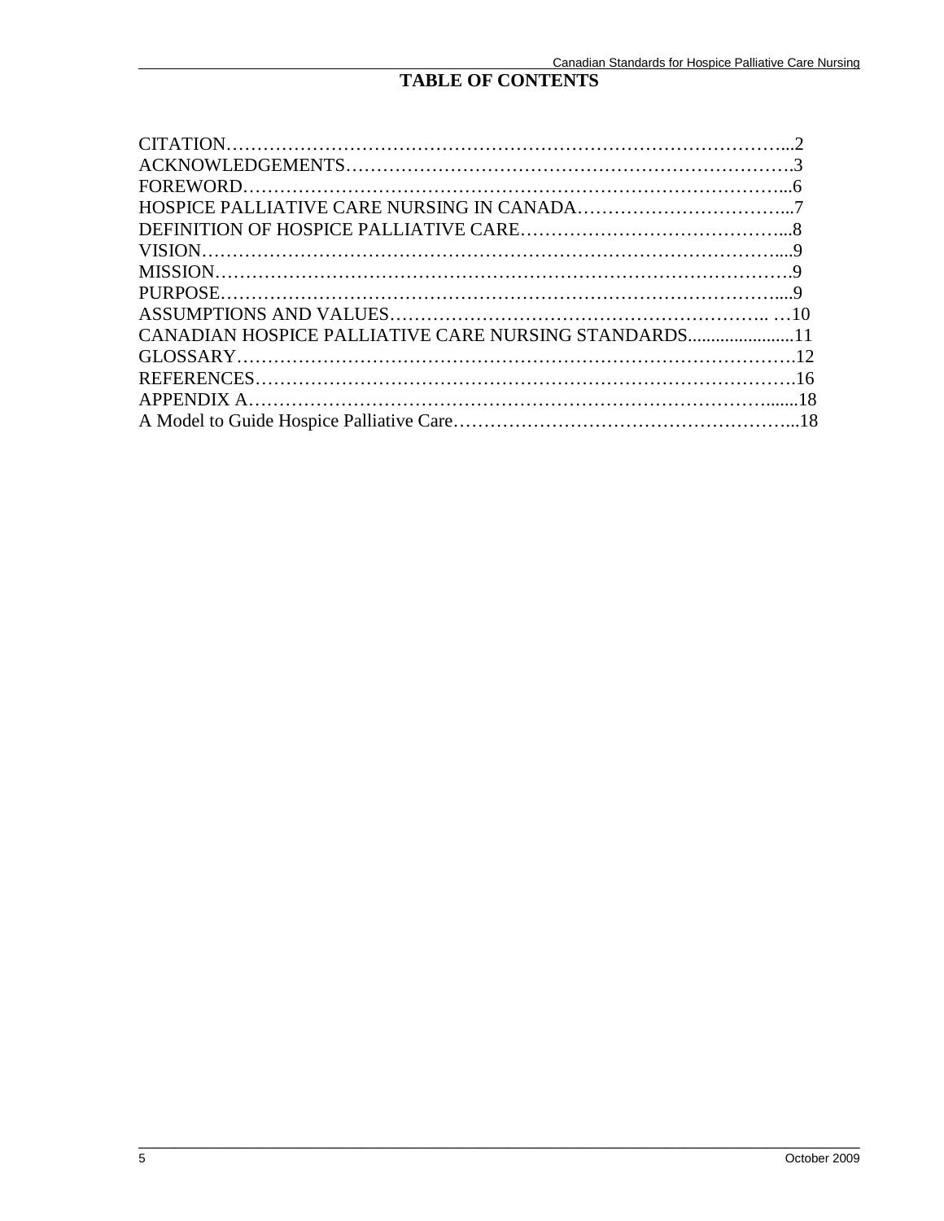# TABLE OF CONTENTS

CITATION…………………………………………………………………………………...2
ACKNOWLEDGEMENTS……………………………………………………………….3
FOREWORD………………………………………………………………………………...6
HOSPICE PALLIATIVE CARE NURSING IN CANADA……………………………...7
DEFINITION OF HOSPICE PALLIATIVE CARE……………………………………...8
VISION………………………………………………………………………………....9
MISSION……………………………………………………………………………….9
PURPOSE……………………………………………………………………………....9
ASSUMPTIONS AND VALUES……………………………………………….. …10
CANADIAN HOSPICE PALLIATIVE CARE NURSING STANDARDS......................11
GLOSSARY……………………………………………………………………………….12
REFERENCES…………………………………………………………………………….16
APPENDIX A……………………………………………………………………….......18
A Model to Guide Hospice Palliative Care………………………………………………...18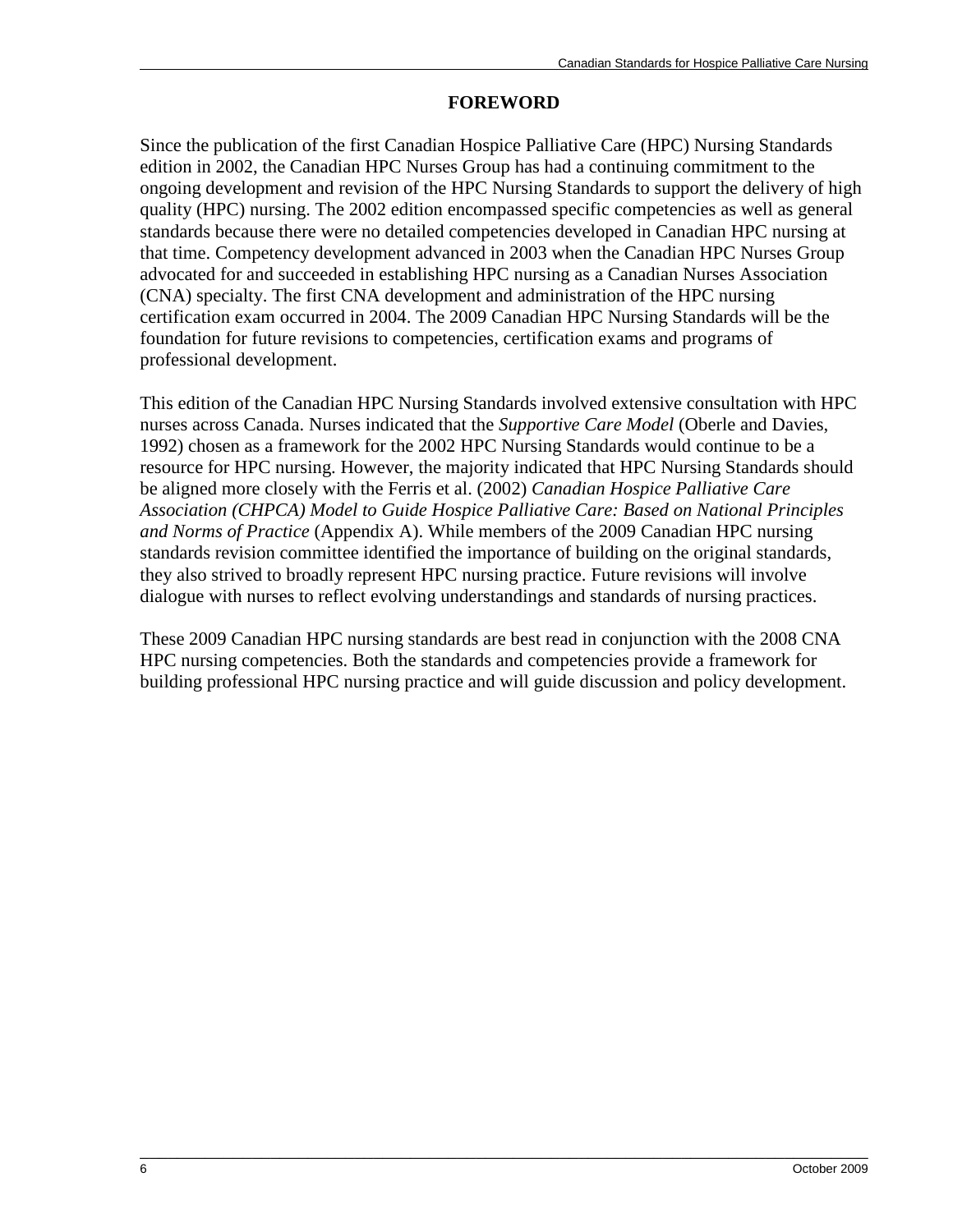## FOREWORD

Since the publication of the first Canadian Hospice Palliative Care (HPC) Nursing Standards edition in 2002, the Canadian HPC Nurses Group has had a continuing commitment to the ongoing development and revision of the HPC Nursing Standards to support the delivery of high quality (HPC) nursing. The 2002 edition encompassed specific competencies as well as general standards because there were no detailed competencies developed in Canadian HPC nursing at that time. Competency development advanced in 2003 when the Canadian HPC Nurses Group advocated for and succeeded in establishing HPC nursing as a Canadian Nurses Association (CNA) specialty. The first CNA development and administration of the HPC nursing certification exam occurred in 2004. The 2009 Canadian HPC Nursing Standards will be the foundation for future revisions to competencies, certification exams and programs of professional development.

This edition of the Canadian HPC Nursing Standards involved extensive consultation with HPC nurses across Canada. Nurses indicated that the *Supportive Care Model* (Oberle and Davies, 1992) chosen as a framework for the 2002 HPC Nursing Standards would continue to be a resource for HPC nursing. However, the majority indicated that HPC Nursing Standards should be aligned more closely with the Ferris et al. (2002) *Canadian Hospice Palliative Care Association (CHPCA) Model to Guide Hospice Palliative Care: Based on National Principles and Norms of Practice* (Appendix A). While members of the 2009 Canadian HPC nursing standards revision committee identified the importance of building on the original standards, they also strived to broadly represent HPC nursing practice. Future revisions will involve dialogue with nurses to reflect evolving understandings and standards of nursing practices.

These 2009 Canadian HPC nursing standards are best read in conjunction with the 2008 CNA HPC nursing competencies. Both the standards and competencies provide a framework for building professional HPC nursing practice and will guide discussion and policy development.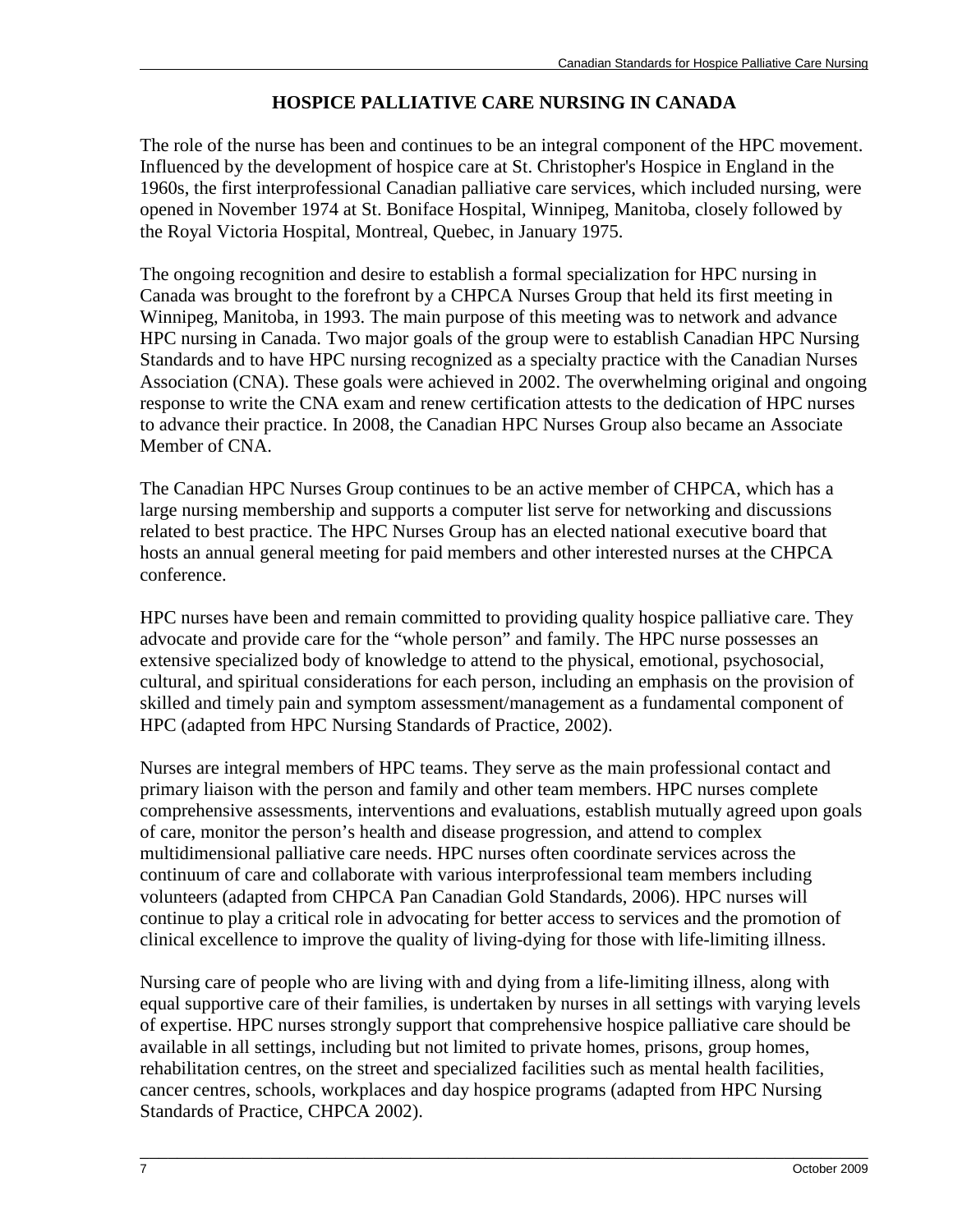## HOSPICE PALLIATIVE CARE NURSING IN CANADA

The role of the nurse has been and continues to be an integral component of the HPC movement. Influenced by the development of hospice care at St. Christopher's Hospice in England in the 1960s, the first interprofessional Canadian palliative care services, which included nursing, were opened in November 1974 at St. Boniface Hospital, Winnipeg, Manitoba, closely followed by the Royal Victoria Hospital, Montreal, Quebec, in January 1975.

The ongoing recognition and desire to establish a formal specialization for HPC nursing in Canada was brought to the forefront by a CHPCA Nurses Group that held its first meeting in Winnipeg, Manitoba, in 1993. The main purpose of this meeting was to network and advance HPC nursing in Canada. Two major goals of the group were to establish Canadian HPC Nursing Standards and to have HPC nursing recognized as a specialty practice with the Canadian Nurses Association (CNA). These goals were achieved in 2002. The overwhelming original and ongoing response to write the CNA exam and renew certification attests to the dedication of HPC nurses to advance their practice. In 2008, the Canadian HPC Nurses Group also became an Associate Member of CNA.

The Canadian HPC Nurses Group continues to be an active member of CHPCA, which has a large nursing membership and supports a computer list serve for networking and discussions related to best practice. The HPC Nurses Group has an elected national executive board that hosts an annual general meeting for paid members and other interested nurses at the CHPCA conference.

HPC nurses have been and remain committed to providing quality hospice palliative care. They advocate and provide care for the "whole person" and family. The HPC nurse possesses an extensive specialized body of knowledge to attend to the physical, emotional, psychosocial, cultural, and spiritual considerations for each person, including an emphasis on the provision of skilled and timely pain and symptom assessment/management as a fundamental component of HPC (adapted from HPC Nursing Standards of Practice, 2002).

Nurses are integral members of HPC teams. They serve as the main professional contact and primary liaison with the person and family and other team members. HPC nurses complete comprehensive assessments, interventions and evaluations, establish mutually agreed upon goals of care, monitor the person's health and disease progression, and attend to complex multidimensional palliative care needs. HPC nurses often coordinate services across the continuum of care and collaborate with various interprofessional team members including volunteers (adapted from CHPCA Pan Canadian Gold Standards, 2006). HPC nurses will continue to play a critical role in advocating for better access to services and the promotion of clinical excellence to improve the quality of living-dying for those with life-limiting illness.

Nursing care of people who are living with and dying from a life-limiting illness, along with equal supportive care of their families, is undertaken by nurses in all settings with varying levels of expertise. HPC nurses strongly support that comprehensive hospice palliative care should be available in all settings, including but not limited to private homes, prisons, group homes, rehabilitation centres, on the street and specialized facilities such as mental health facilities, cancer centres, schools, workplaces and day hospice programs (adapted from HPC Nursing Standards of Practice, CHPCA 2002).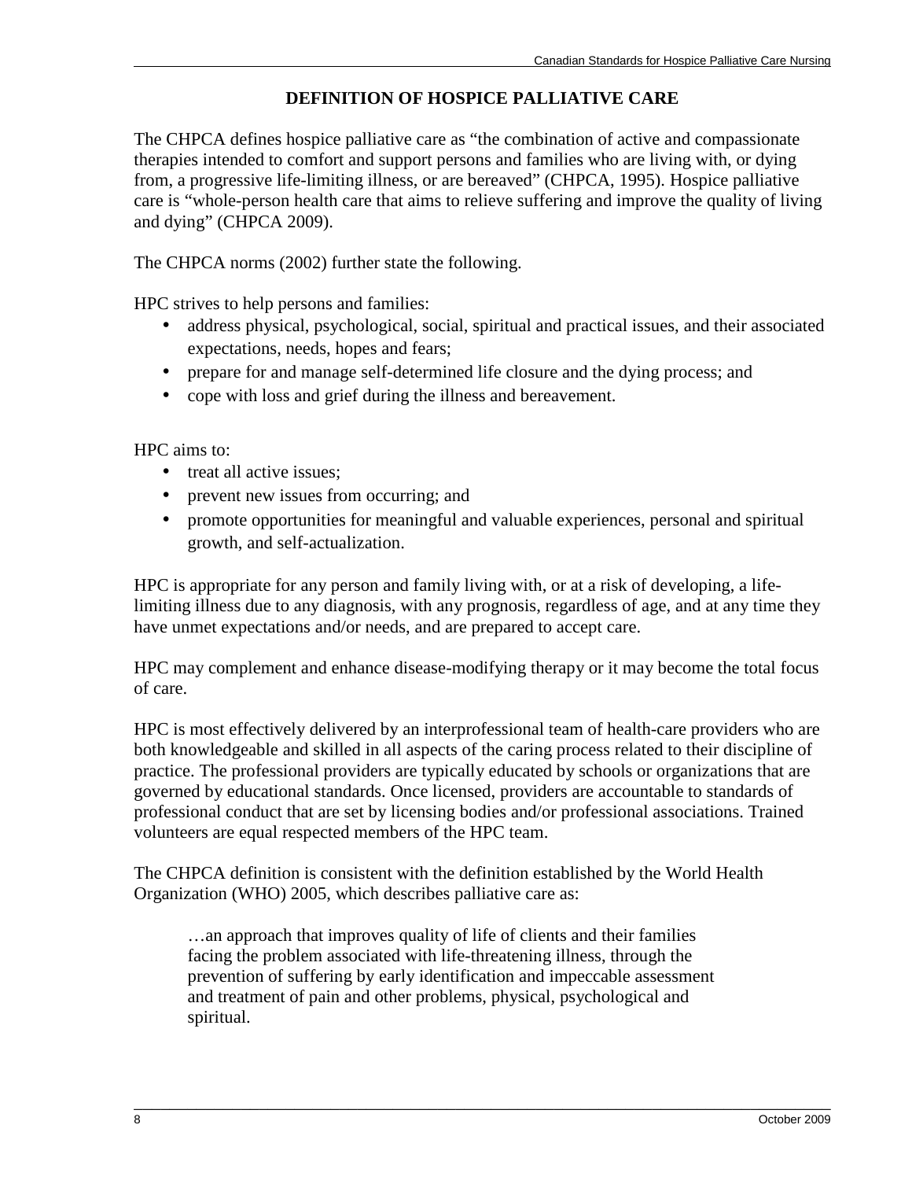## DEFINITION OF HOSPICE PALLIATIVE CARE

The CHPCA defines hospice palliative care as "the combination of active and compassionate therapies intended to comfort and support persons and families who are living with, or dying from, a progressive life-limiting illness, or are bereaved" (CHPCA, 1995). Hospice palliative care is "whole-person health care that aims to relieve suffering and improve the quality of living and dying" (CHPCA 2009).

The CHPCA norms (2002) further state the following.

HPC strives to help persons and families:

- address physical, psychological, social, spiritual and practical issues, and their associated expectations, needs, hopes and fears;
- prepare for and manage self-determined life closure and the dying process; and
- cope with loss and grief during the illness and bereavement.

HPC aims to:

- treat all active issues;
- prevent new issues from occurring; and
- promote opportunities for meaningful and valuable experiences, personal and spiritual growth, and self-actualization.

HPC is appropriate for any person and family living with, or at a risk of developing, a life-limiting illness due to any diagnosis, with any prognosis, regardless of age, and at any time they have unmet expectations and/or needs, and are prepared to accept care.

HPC may complement and enhance disease-modifying therapy or it may become the total focus of care.

HPC is most effectively delivered by an interprofessional team of health-care providers who are both knowledgeable and skilled in all aspects of the caring process related to their discipline of practice. The professional providers are typically educated by schools or organizations that are governed by educational standards. Once licensed, providers are accountable to standards of professional conduct that are set by licensing bodies and/or professional associations. Trained volunteers are equal respected members of the HPC team.

The CHPCA definition is consistent with the definition established by the World Health Organization (WHO) 2005, which describes palliative care as:

> …an approach that improves quality of life of clients and their families facing the problem associated with life-threatening illness, through the prevention of suffering by early identification and impeccable assessment and treatment of pain and other problems, physical, psychological and spiritual.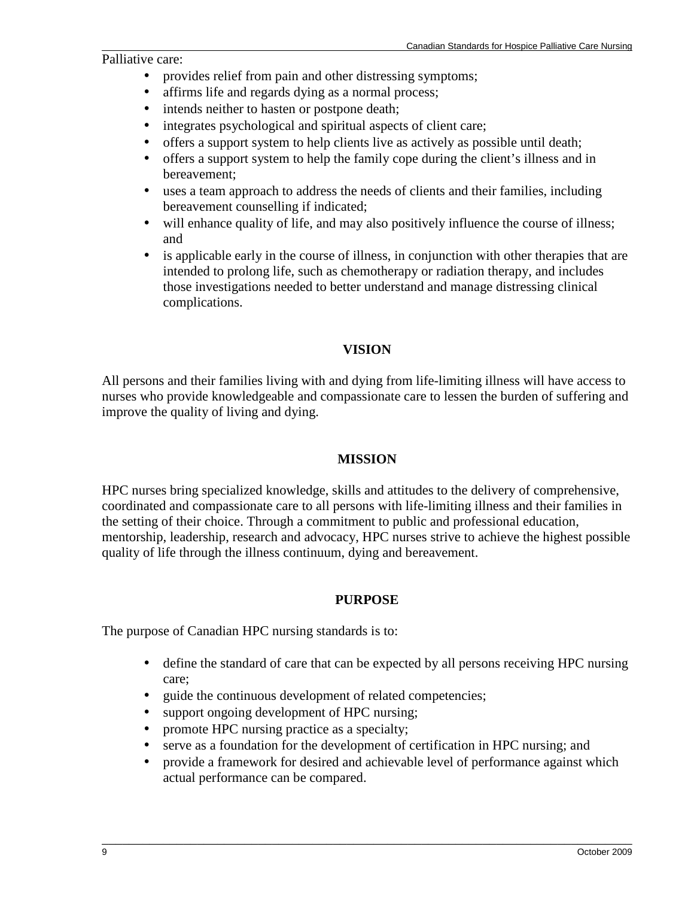Palliative care:

- provides relief from pain and other distressing symptoms;
- affirms life and regards dying as a normal process;
- intends neither to hasten or postpone death;
- integrates psychological and spiritual aspects of client care;
- offers a support system to help clients live as actively as possible until death;
- offers a support system to help the family cope during the client's illness and in bereavement;
- uses a team approach to address the needs of clients and their families, including bereavement counselling if indicated;
- will enhance quality of life, and may also positively influence the course of illness; and
- is applicable early in the course of illness, in conjunction with other therapies that are intended to prolong life, such as chemotherapy or radiation therapy, and includes those investigations needed to better understand and manage distressing clinical complications.

## VISION

All persons and their families living with and dying from life-limiting illness will have access to nurses who provide knowledgeable and compassionate care to lessen the burden of suffering and improve the quality of living and dying.

## MISSION

HPC nurses bring specialized knowledge, skills and attitudes to the delivery of comprehensive, coordinated and compassionate care to all persons with life-limiting illness and their families in the setting of their choice. Through a commitment to public and professional education, mentorship, leadership, research and advocacy, HPC nurses strive to achieve the highest possible quality of life through the illness continuum, dying and bereavement.

## PURPOSE

The purpose of Canadian HPC nursing standards is to:

- define the standard of care that can be expected by all persons receiving HPC nursing care;
- guide the continuous development of related competencies;
- support ongoing development of HPC nursing;
- promote HPC nursing practice as a specialty;
- serve as a foundation for the development of certification in HPC nursing; and
- provide a framework for desired and achievable level of performance against which actual performance can be compared.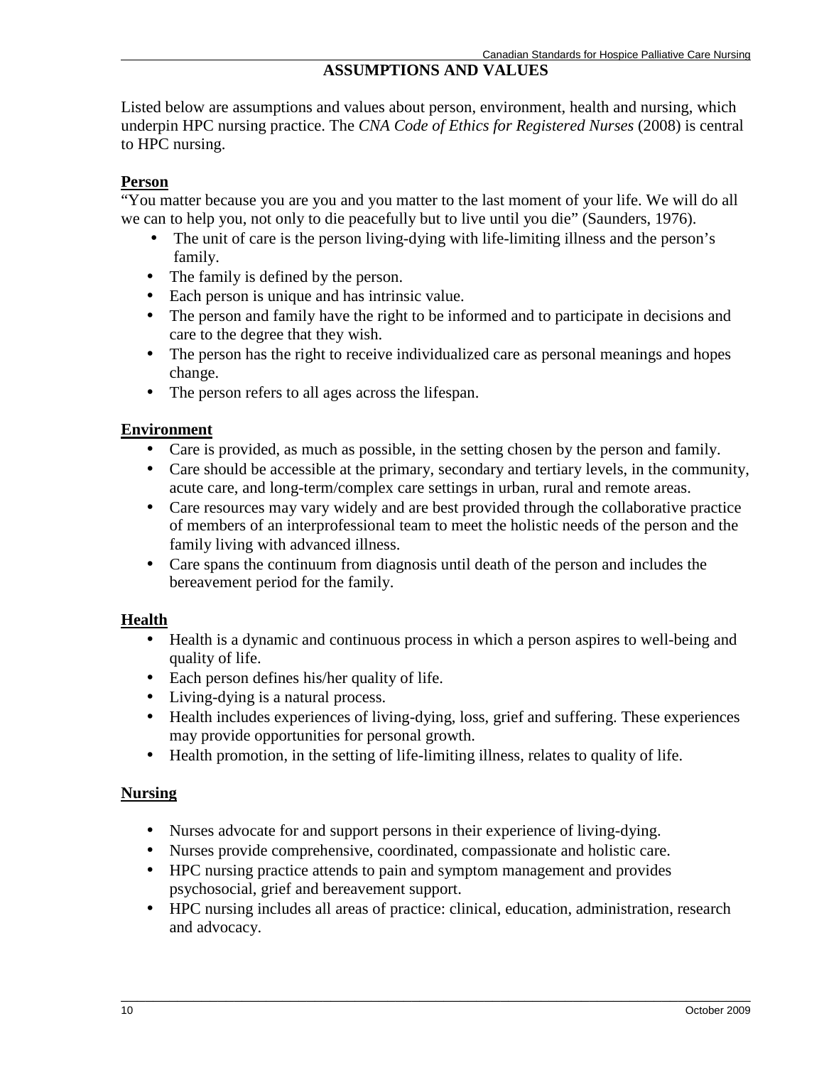## ASSUMPTIONS AND VALUES

Listed below are assumptions and values about person, environment, health and nursing, which underpin HPC nursing practice. The *CNA Code of Ethics for Registered Nurses* (2008) is central to HPC nursing.

### Person

"You matter because you are you and you matter to the last moment of your life. We will do all we can to help you, not only to die peacefully but to live until you die" (Saunders, 1976).

- The unit of care is the person living-dying with life-limiting illness and the person's family.
- The family is defined by the person.
- Each person is unique and has intrinsic value.
- The person and family have the right to be informed and to participate in decisions and care to the degree that they wish.
- The person has the right to receive individualized care as personal meanings and hopes change.
- The person refers to all ages across the lifespan.

### Environment

- Care is provided, as much as possible, in the setting chosen by the person and family.
- Care should be accessible at the primary, secondary and tertiary levels, in the community, acute care, and long-term/complex care settings in urban, rural and remote areas.
- Care resources may vary widely and are best provided through the collaborative practice of members of an interprofessional team to meet the holistic needs of the person and the family living with advanced illness.
- Care spans the continuum from diagnosis until death of the person and includes the bereavement period for the family.

### Health

- Health is a dynamic and continuous process in which a person aspires to well-being and quality of life.
- Each person defines his/her quality of life.
- Living-dying is a natural process.
- Health includes experiences of living-dying, loss, grief and suffering. These experiences may provide opportunities for personal growth.
- Health promotion, in the setting of life-limiting illness, relates to quality of life.

### Nursing

- Nurses advocate for and support persons in their experience of living-dying.
- Nurses provide comprehensive, coordinated, compassionate and holistic care.
- HPC nursing practice attends to pain and symptom management and provides psychosocial, grief and bereavement support.
- HPC nursing includes all areas of practice: clinical, education, administration, research and advocacy.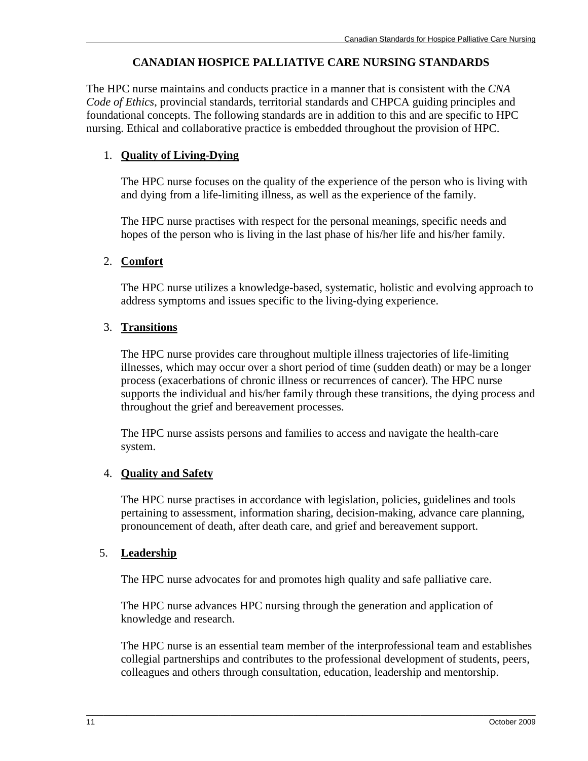# CANADIAN HOSPICE PALLIATIVE CARE NURSING STANDARDS

The HPC nurse maintains and conducts practice in a manner that is consistent with the *CNA Code of Ethics*, provincial standards, territorial standards and CHPCA guiding principles and foundational concepts. The following standards are in addition to this and are specific to HPC nursing. Ethical and collaborative practice is embedded throughout the provision of HPC.

1. **Quality of Living-Dying**

   The HPC nurse focuses on the quality of the experience of the person who is living with and dying from a life-limiting illness, as well as the experience of the family.

   The HPC nurse practises with respect for the personal meanings, specific needs and hopes of the person who is living in the last phase of his/her life and his/her family.

2. **Comfort**

   The HPC nurse utilizes a knowledge-based, systematic, holistic and evolving approach to address symptoms and issues specific to the living-dying experience.

3. **Transitions**

   The HPC nurse provides care throughout multiple illness trajectories of life-limiting illnesses, which may occur over a short period of time (sudden death) or may be a longer process (exacerbations of chronic illness or recurrences of cancer). The HPC nurse supports the individual and his/her family through these transitions, the dying process and throughout the grief and bereavement processes.

   The HPC nurse assists persons and families to access and navigate the health-care system.

4. **Quality and Safety**

   The HPC nurse practises in accordance with legislation, policies, guidelines and tools pertaining to assessment, information sharing, decision-making, advance care planning, pronouncement of death, after death care, and grief and bereavement support.

5. **Leadership**

   The HPC nurse advocates for and promotes high quality and safe palliative care.

   The HPC nurse advances HPC nursing through the generation and application of knowledge and research.

   The HPC nurse is an essential team member of the interprofessional team and establishes collegial partnerships and contributes to the professional development of students, peers, colleagues and others through consultation, education, leadership and mentorship.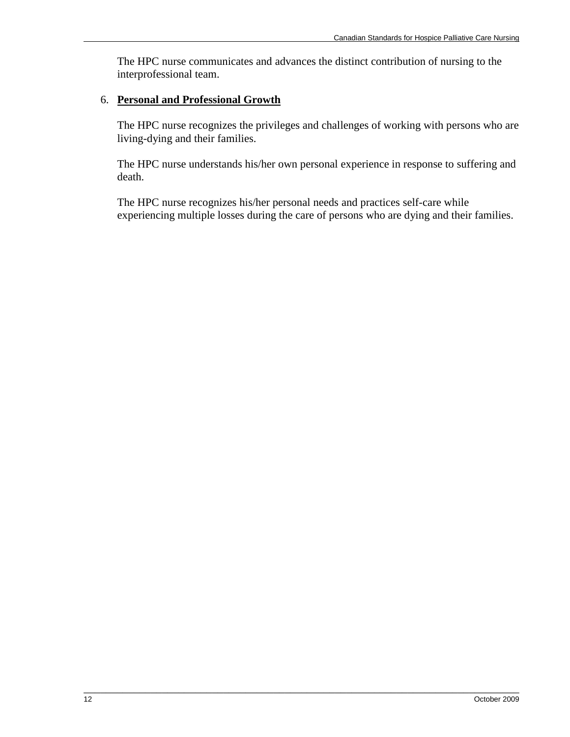The HPC nurse communicates and advances the distinct contribution of nursing to the interprofessional team.

6. **Personal and Professional Growth**

   The HPC nurse recognizes the privileges and challenges of working with persons who are living-dying and their families.

   The HPC nurse understands his/her own personal experience in response to suffering and death.

   The HPC nurse recognizes his/her personal needs and practices self-care while experiencing multiple losses during the care of persons who are dying and their families.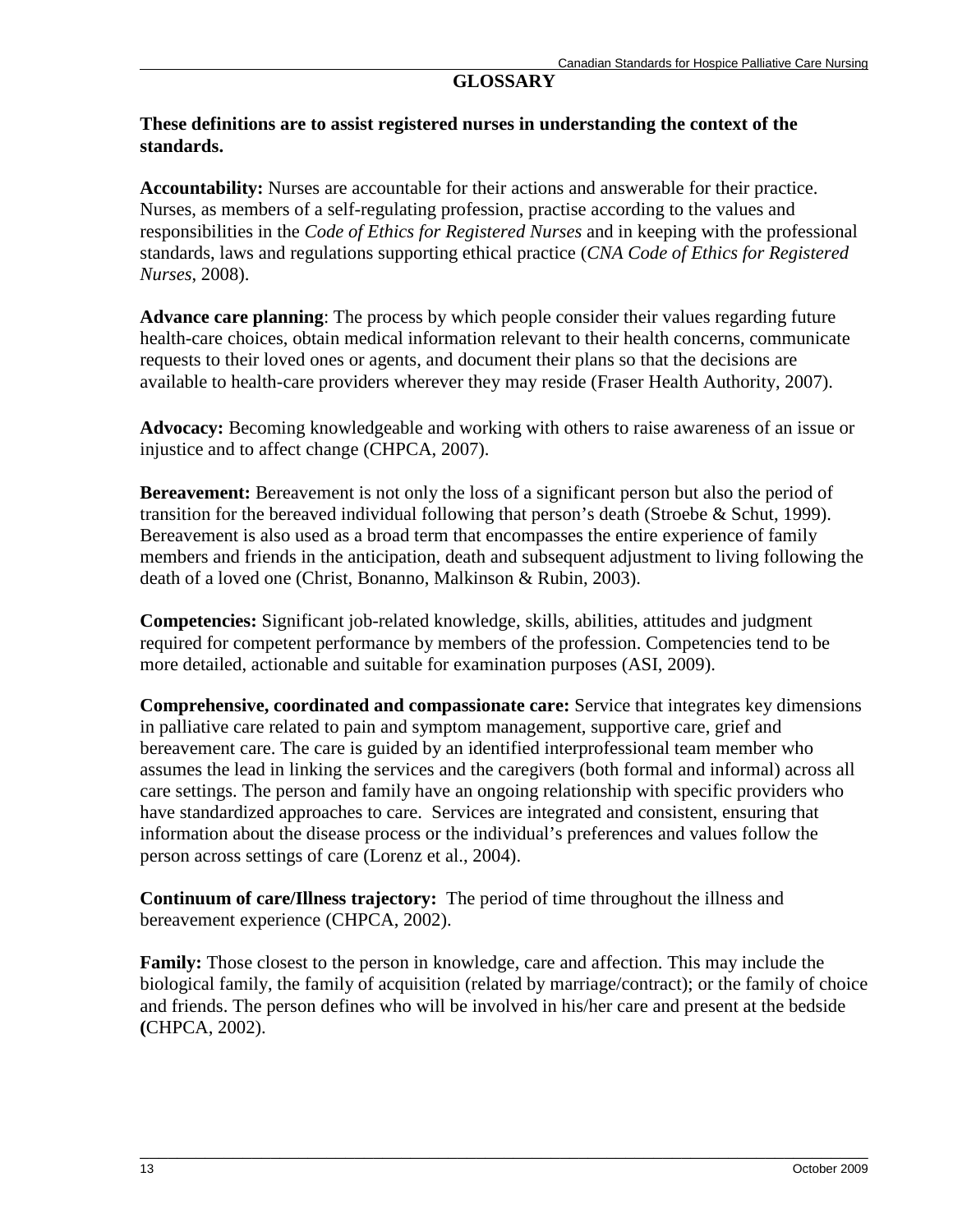# GLOSSARY

**These definitions are to assist registered nurses in understanding the context of the standards.**

**Accountability:** Nurses are accountable for their actions and answerable for their practice. Nurses, as members of a self-regulating profession, practise according to the values and responsibilities in the *Code of Ethics for Registered Nurses* and in keeping with the professional standards, laws and regulations supporting ethical practice (*CNA Code of Ethics for Registered Nurses*, 2008).

**Advance care planning**: The process by which people consider their values regarding future health-care choices, obtain medical information relevant to their health concerns, communicate requests to their loved ones or agents, and document their plans so that the decisions are available to health-care providers wherever they may reside (Fraser Health Authority, 2007).

**Advocacy:** Becoming knowledgeable and working with others to raise awareness of an issue or injustice and to affect change (CHPCA, 2007).

**Bereavement:** Bereavement is not only the loss of a significant person but also the period of transition for the bereaved individual following that person's death (Stroebe & Schut, 1999). Bereavement is also used as a broad term that encompasses the entire experience of family members and friends in the anticipation, death and subsequent adjustment to living following the death of a loved one (Christ, Bonanno, Malkinson & Rubin, 2003).

**Competencies:** Significant job-related knowledge, skills, abilities, attitudes and judgment required for competent performance by members of the profession. Competencies tend to be more detailed, actionable and suitable for examination purposes (ASI, 2009).

**Comprehensive, coordinated and compassionate care:** Service that integrates key dimensions in palliative care related to pain and symptom management, supportive care, grief and bereavement care. The care is guided by an identified interprofessional team member who assumes the lead in linking the services and the caregivers (both formal and informal) across all care settings. The person and family have an ongoing relationship with specific providers who have standardized approaches to care. Services are integrated and consistent, ensuring that information about the disease process or the individual's preferences and values follow the person across settings of care (Lorenz et al., 2004).

**Continuum of care/Illness trajectory:** The period of time throughout the illness and bereavement experience (CHPCA, 2002).

**Family:** Those closest to the person in knowledge, care and affection. This may include the biological family, the family of acquisition (related by marriage/contract); or the family of choice and friends. The person defines who will be involved in his/her care and present at the bedside (CHPCA, 2002).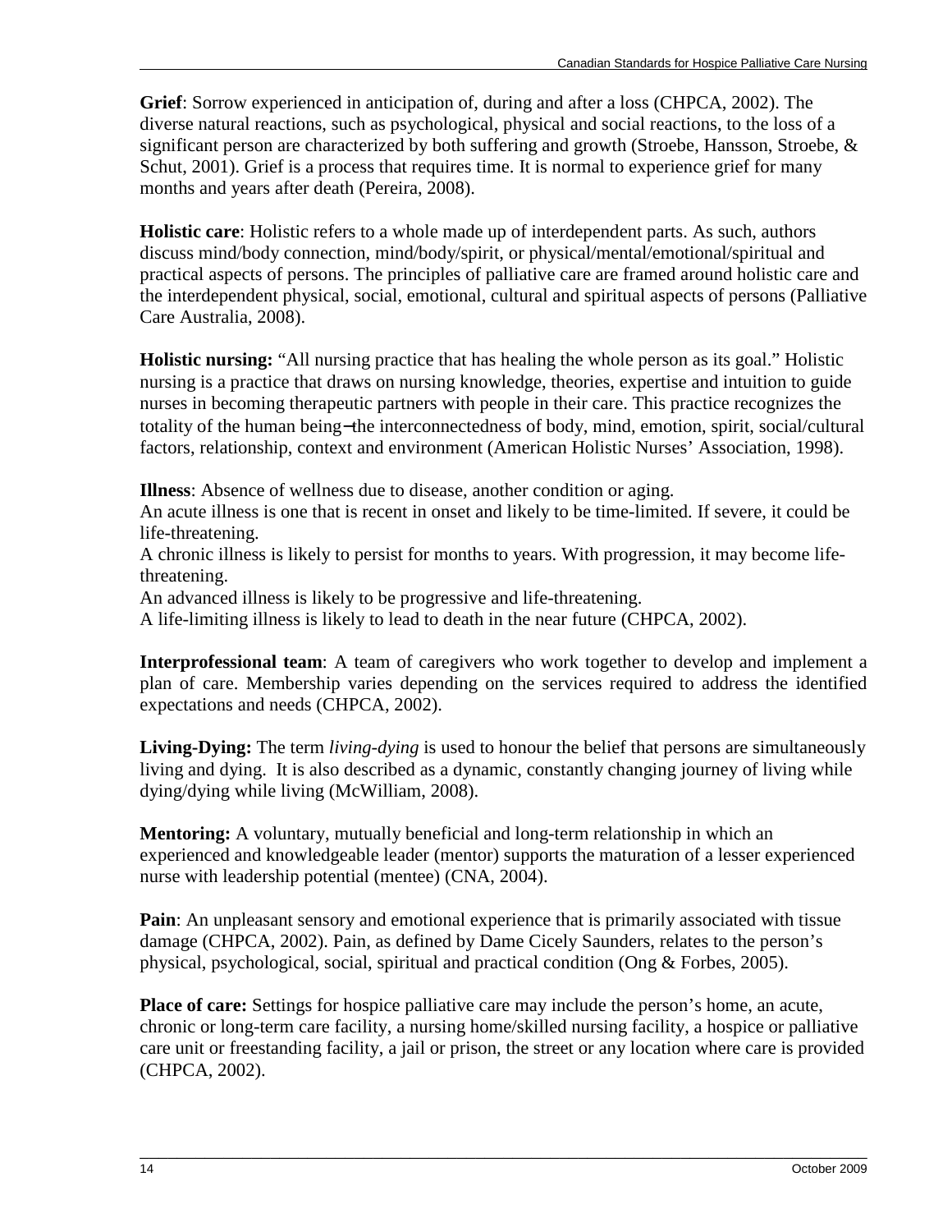**Grief**: Sorrow experienced in anticipation of, during and after a loss (CHPCA, 2002). The diverse natural reactions, such as psychological, physical and social reactions, to the loss of a significant person are characterized by both suffering and growth (Stroebe, Hansson, Stroebe, & Schut, 2001). Grief is a process that requires time. It is normal to experience grief for many months and years after death (Pereira, 2008).

**Holistic care**: Holistic refers to a whole made up of interdependent parts. As such, authors discuss mind/body connection, mind/body/spirit, or physical/mental/emotional/spiritual and practical aspects of persons. The principles of palliative care are framed around holistic care and the interdependent physical, social, emotional, cultural and spiritual aspects of persons (Palliative Care Australia, 2008).

**Holistic nursing:** "All nursing practice that has healing the whole person as its goal." Holistic nursing is a practice that draws on nursing knowledge, theories, expertise and intuition to guide nurses in becoming therapeutic partners with people in their care. This practice recognizes the totality of the human being−the interconnectedness of body, mind, emotion, spirit, social/cultural factors, relationship, context and environment (American Holistic Nurses' Association, 1998).

**Illness**: Absence of wellness due to disease, another condition or aging.
An acute illness is one that is recent in onset and likely to be time-limited. If severe, it could be life-threatening.
A chronic illness is likely to persist for months to years. With progression, it may become life-threatening.
An advanced illness is likely to be progressive and life-threatening.
A life-limiting illness is likely to lead to death in the near future (CHPCA, 2002).

**Interprofessional team**: A team of caregivers who work together to develop and implement a plan of care. Membership varies depending on the services required to address the identified expectations and needs (CHPCA, 2002).

**Living-Dying:** The term *living-dying* is used to honour the belief that persons are simultaneously living and dying. It is also described as a dynamic, constantly changing journey of living while dying/dying while living (McWilliam, 2008).

**Mentoring:** A voluntary, mutually beneficial and long-term relationship in which an experienced and knowledgeable leader (mentor) supports the maturation of a lesser experienced nurse with leadership potential (mentee) (CNA, 2004).

**Pain**: An unpleasant sensory and emotional experience that is primarily associated with tissue damage (CHPCA, 2002). Pain, as defined by Dame Cicely Saunders, relates to the person's physical, psychological, social, spiritual and practical condition (Ong & Forbes, 2005).

**Place of care:** Settings for hospice palliative care may include the person's home, an acute, chronic or long-term care facility, a nursing home/skilled nursing facility, a hospice or palliative care unit or freestanding facility, a jail or prison, the street or any location where care is provided (CHPCA, 2002).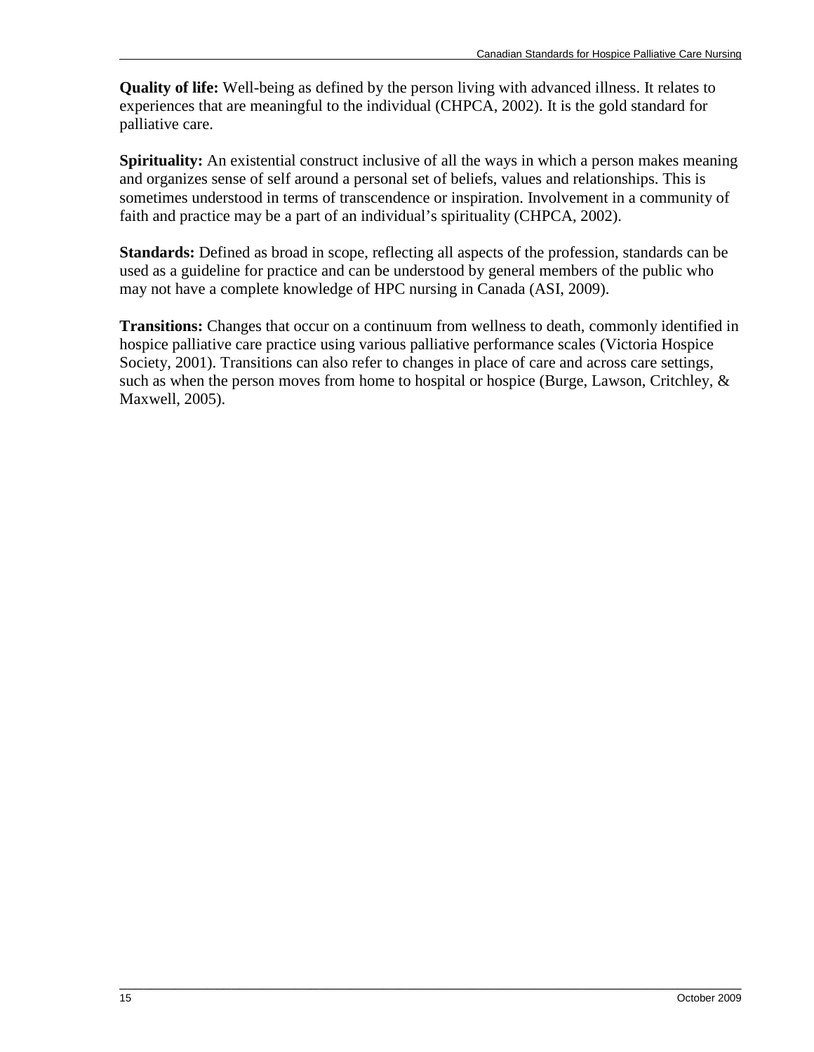**Quality of life:** Well-being as defined by the person living with advanced illness. It relates to experiences that are meaningful to the individual (CHPCA, 2002). It is the gold standard for palliative care.

**Spirituality:** An existential construct inclusive of all the ways in which a person makes meaning and organizes sense of self around a personal set of beliefs, values and relationships. This is sometimes understood in terms of transcendence or inspiration. Involvement in a community of faith and practice may be a part of an individual's spirituality (CHPCA, 2002).

**Standards:** Defined as broad in scope, reflecting all aspects of the profession, standards can be used as a guideline for practice and can be understood by general members of the public who may not have a complete knowledge of HPC nursing in Canada (ASI, 2009).

**Transitions:** Changes that occur on a continuum from wellness to death, commonly identified in hospice palliative care practice using various palliative performance scales (Victoria Hospice Society, 2001). Transitions can also refer to changes in place of care and across care settings, such as when the person moves from home to hospital or hospice (Burge, Lawson, Critchley, & Maxwell, 2005).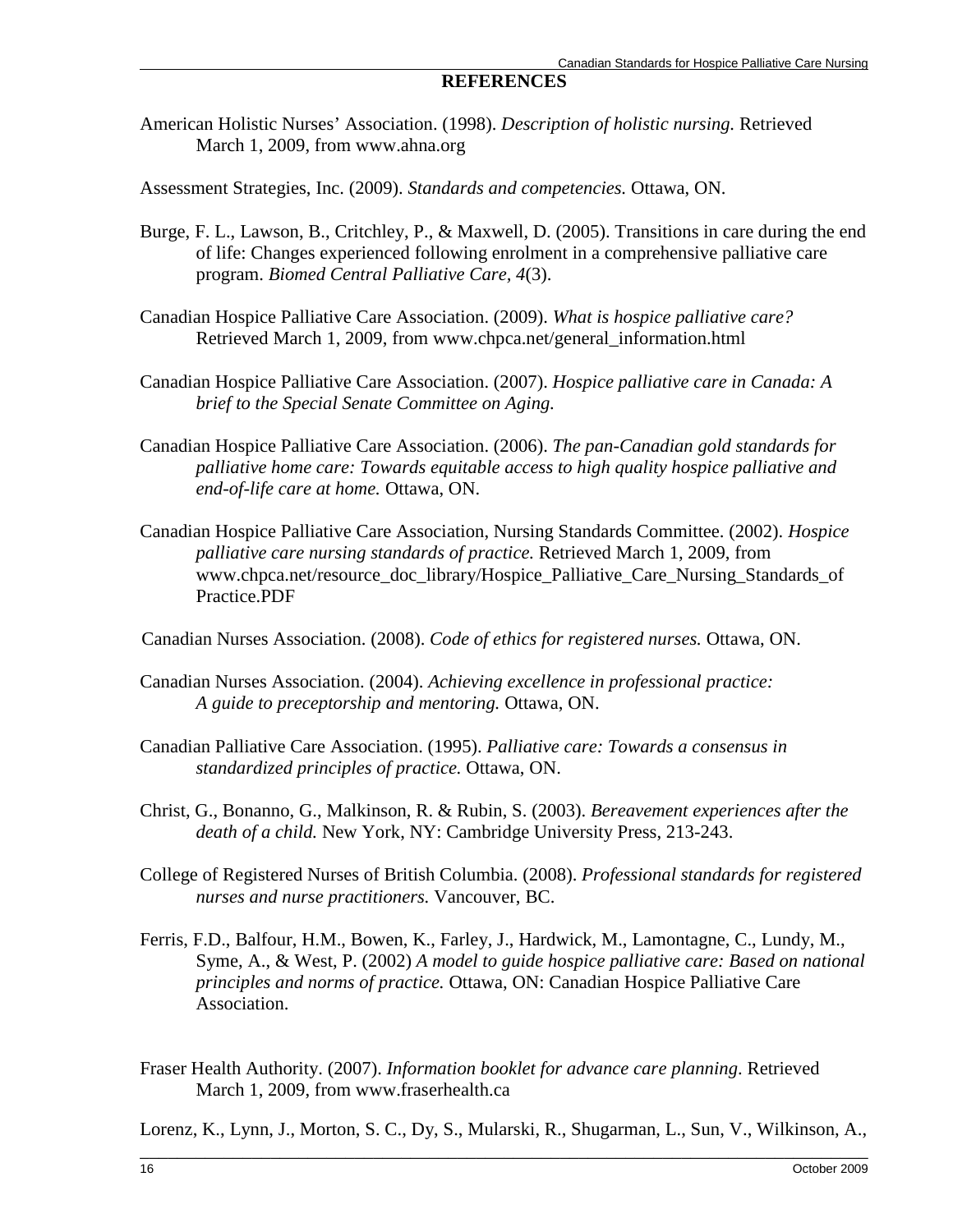# REFERENCES

American Holistic Nurses' Association. (1998). *Description of holistic nursing.* Retrieved March 1, 2009, from www.ahna.org

Assessment Strategies, Inc. (2009). *Standards and competencies.* Ottawa, ON.

Burge, F. L., Lawson, B., Critchley, P., & Maxwell, D. (2005). Transitions in care during the end of life: Changes experienced following enrolment in a comprehensive palliative care program. *Biomed Central Palliative Care, 4*(3).

Canadian Hospice Palliative Care Association. (2009). *What is hospice palliative care?* Retrieved March 1, 2009, from www.chpca.net/general_information.html

Canadian Hospice Palliative Care Association. (2007). *Hospice palliative care in Canada: A brief to the Special Senate Committee on Aging.*

Canadian Hospice Palliative Care Association. (2006). *The pan-Canadian gold standards for palliative home care: Towards equitable access to high quality hospice palliative and end-of-life care at home.* Ottawa, ON.

Canadian Hospice Palliative Care Association, Nursing Standards Committee. (2002). *Hospice palliative care nursing standards of practice.* Retrieved March 1, 2009, from www.chpca.net/resource_doc_library/Hospice_Palliative_Care_Nursing_Standards_of Practice.PDF

Canadian Nurses Association. (2008). *Code of ethics for registered nurses.* Ottawa, ON.

Canadian Nurses Association. (2004). *Achieving excellence in professional practice: A guide to preceptorship and mentoring.* Ottawa, ON.

Canadian Palliative Care Association. (1995). *Palliative care: Towards a consensus in standardized principles of practice.* Ottawa, ON.

Christ, G., Bonanno, G., Malkinson, R. & Rubin, S. (2003). *Bereavement experiences after the death of a child.* New York, NY: Cambridge University Press, 213-243.

College of Registered Nurses of British Columbia. (2008). *Professional standards for registered nurses and nurse practitioners.* Vancouver, BC.

Ferris, F.D., Balfour, H.M., Bowen, K., Farley, J., Hardwick, M., Lamontagne, C., Lundy, M., Syme, A., & West, P. (2002) *A model to guide hospice palliative care: Based on national principles and norms of practice.* Ottawa, ON: Canadian Hospice Palliative Care Association.

Fraser Health Authority. (2007). *Information booklet for advance care planning*. Retrieved March 1, 2009, from www.fraserhealth.ca

Lorenz, K., Lynn, J., Morton, S. C., Dy, S., Mularski, R., Shugarman, L., Sun, V., Wilkinson, A.,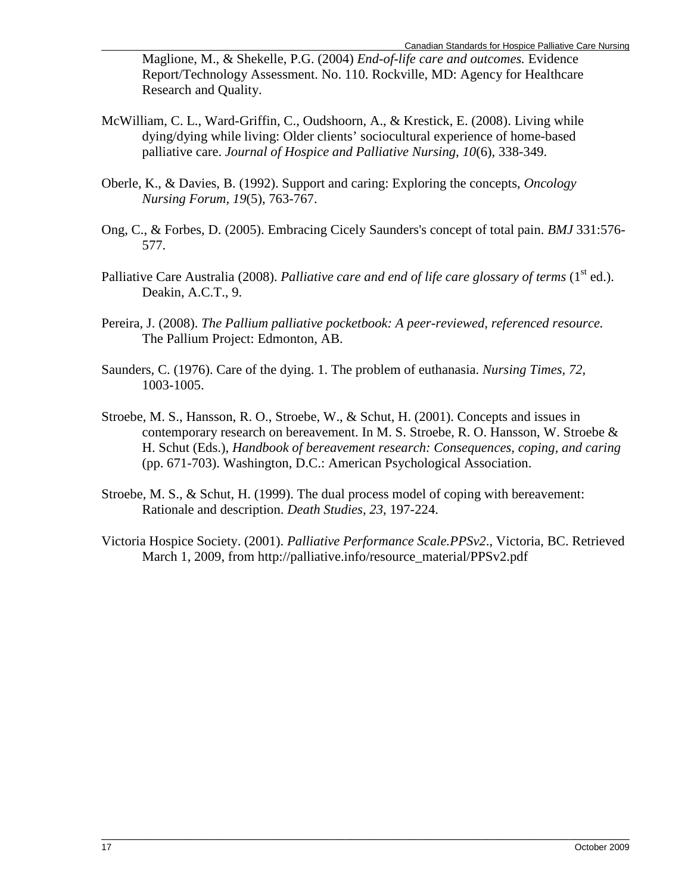Maglione, M., & Shekelle, P.G. (2004) *End-of-life care and outcomes.* Evidence Report/Technology Assessment. No. 110. Rockville, MD: Agency for Healthcare Research and Quality.

McWilliam, C. L., Ward-Griffin, C., Oudshoorn, A., & Krestick, E. (2008). Living while dying/dying while living: Older clients' sociocultural experience of home-based palliative care. *Journal of Hospice and Palliative Nursing, 10*(6), 338-349.

Oberle, K., & Davies, B. (1992). Support and caring: Exploring the concepts, *Oncology Nursing Forum*, *19*(5), 763-767.

Ong, C., & Forbes, D. (2005). Embracing Cicely Saunders's concept of total pain. *BMJ* 331:576-577.

Palliative Care Australia (2008). *Palliative care and end of life care glossary of terms* (1st ed.). Deakin, A.C.T., 9.

Pereira, J. (2008). *The Pallium palliative pocketbook: A peer-reviewed, referenced resource.* The Pallium Project: Edmonton, AB.

Saunders, C. (1976). Care of the dying. 1. The problem of euthanasia. *Nursing Times*, *72*, 1003-1005.

Stroebe, M. S., Hansson, R. O., Stroebe, W., & Schut, H. (2001). Concepts and issues in contemporary research on bereavement. In M. S. Stroebe, R. O. Hansson, W. Stroebe & H. Schut (Eds.), *Handbook of bereavement research: Consequences, coping, and caring* (pp. 671-703). Washington, D.C.: American Psychological Association.

Stroebe, M. S., & Schut, H. (1999). The dual process model of coping with bereavement: Rationale and description. *Death Studies, 23*, 197-224.

Victoria Hospice Society. (2001). *Palliative Performance Scale.PPSv2.*, Victoria, BC. Retrieved March 1, 2009, from http://palliative.info/resource_material/PPSv2.pdf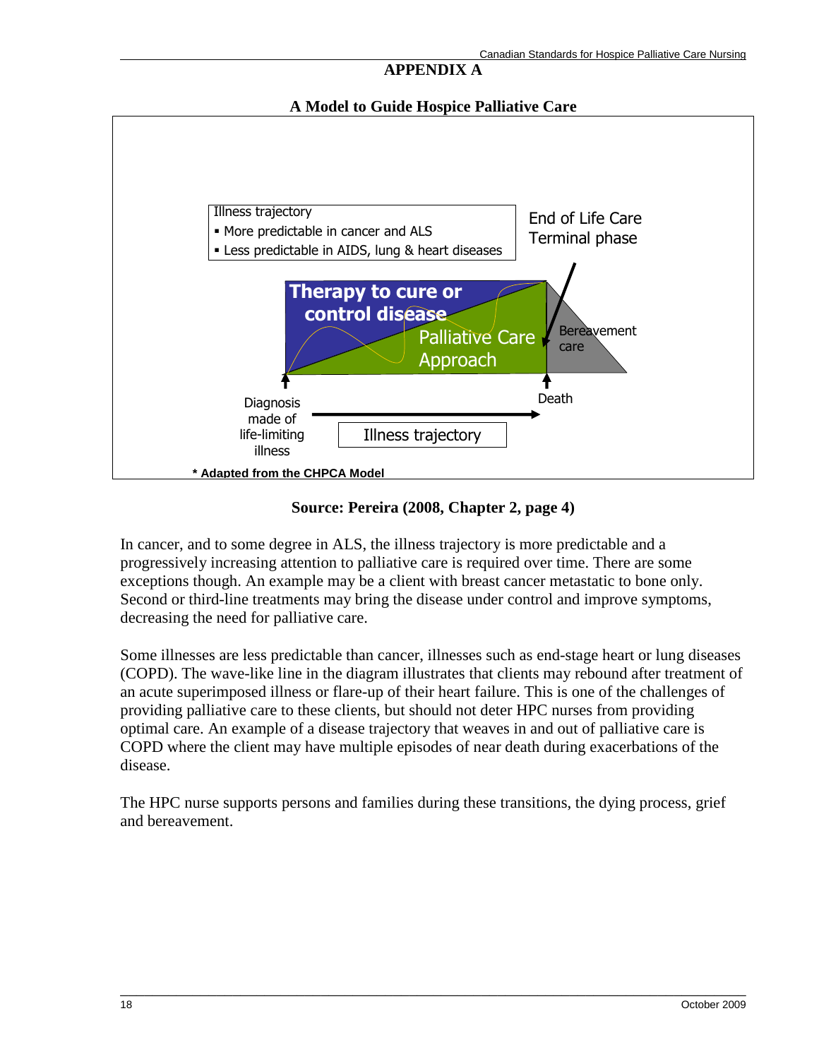# APPENDIX A

**A Model to Guide Hospice Palliative Care**

Illness trajectory
- More predictable in cancer and ALS
- Less predictable in AIDS, lung & heart diseases

End of Life Care
Terminal phase

Therapy to cure or control disease

Palliative Care Approach

Bereavement care

Diagnosis made of life-limiting illness

Death

Illness trajectory

**\* Adapted from the CHPCA Model**

**Source: Pereira (2008, Chapter 2, page 4)**

In cancer, and to some degree in ALS, the illness trajectory is more predictable and a progressively increasing attention to palliative care is required over time. There are some exceptions though. An example may be a client with breast cancer metastatic to bone only. Second or third-line treatments may bring the disease under control and improve symptoms, decreasing the need for palliative care.

Some illnesses are less predictable than cancer, illnesses such as end-stage heart or lung diseases (COPD). The wave-like line in the diagram illustrates that clients may rebound after treatment of an acute superimposed illness or flare-up of their heart failure. This is one of the challenges of providing palliative care to these clients, but should not deter HPC nurses from providing optimal care. An example of a disease trajectory that weaves in and out of palliative care is COPD where the client may have multiple episodes of near death during exacerbations of the disease.

The HPC nurse supports persons and families during these transitions, the dying process, grief and bereavement.